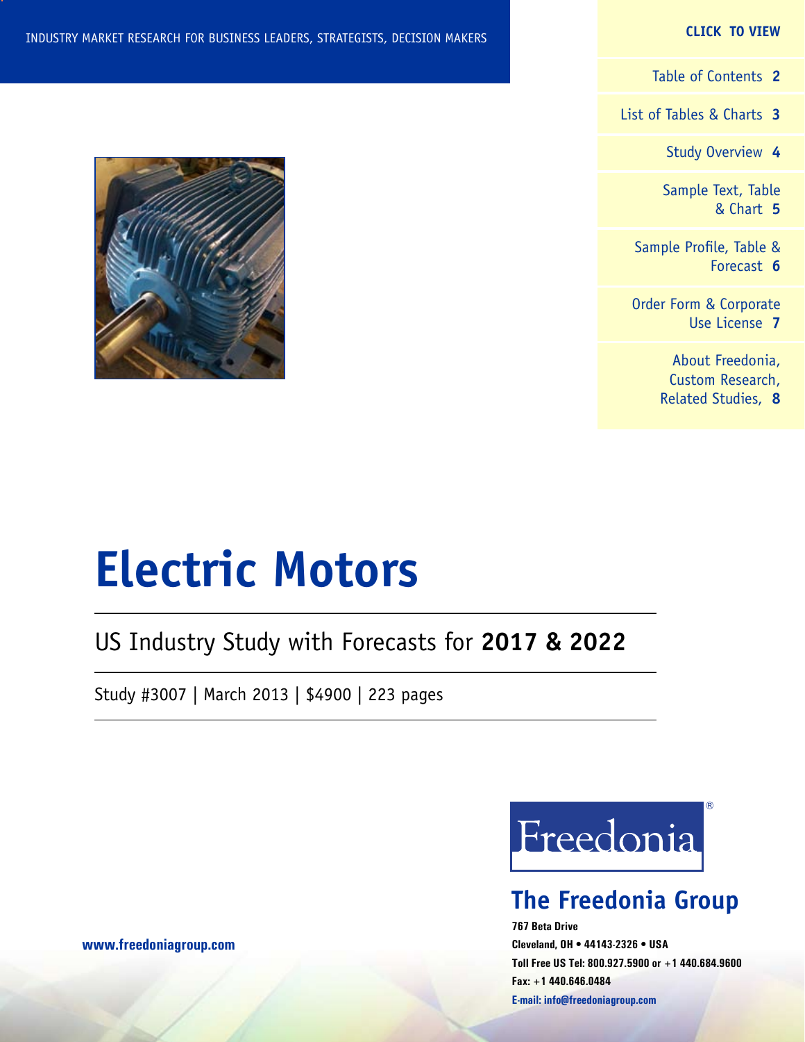INDUSTRY MARKET RESEARCH FOR BUSINESS LEADERS, STRATEGISTS, DECISION MAKERS

**CLICK TO VIEW**

- Table of Contents **2**
- List of Tables & Charts **3**
- Study Overview **4**
- Sample Text, Table & Chart **5**
- Sample Profile, Table & Forecast **6**
- Order Form & Corporate Use License **7**
- About Freedonia, Custom Research, Related Studies, **8**

# Electric Motors

## US Industry Study with Forecasts for **2017 & 2022**

Study #3007 | March 2013 | $4900 | 223 pages

Freedonia®

## The Freedonia Group

**767 Beta Drive**
**Cleveland, OH • 44143-2326 • USA**
**Toll Free US Tel: 800.927.5900 or +1 440.684.9600**
**Fax: +1 440.646.0484**
**E-mail: info@freedoniagroup.com**

**www.freedoniagroup.com**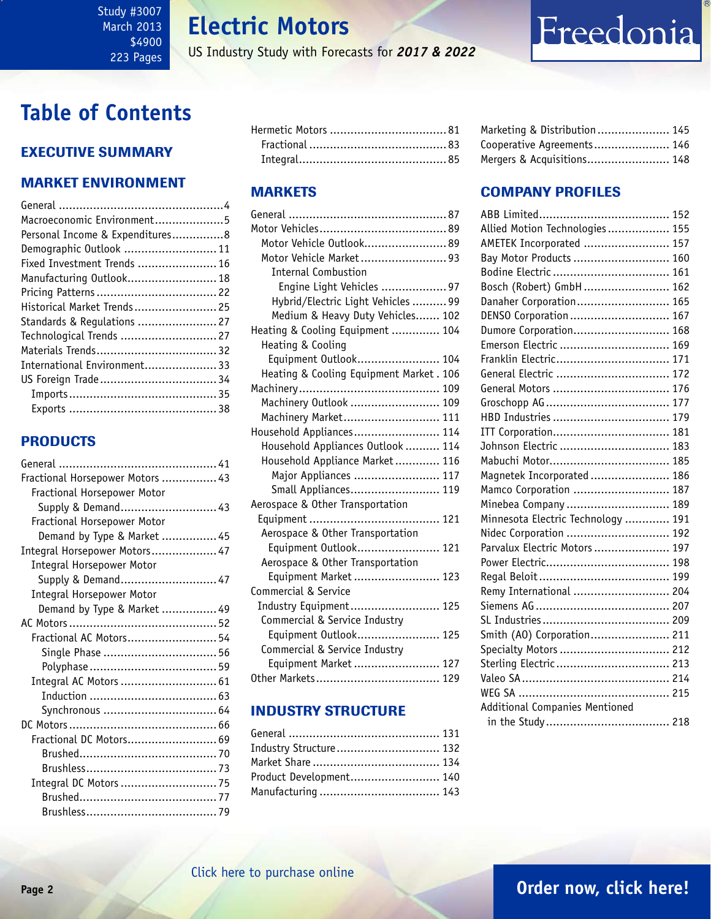Study #3007
March 2013
$4900
223 Pages

# Electric Motors

US Industry Study with Forecasts for *2017 & 2022*

Freedonia

## Table of Contents

### EXECUTIVE SUMMARY

### MARKET ENVIRONMENT

- General ....................4
- Macroeconomic Environment ....................5
- Personal Income & Expenditures ....................8
- Demographic Outlook ....................11
- Fixed Investment Trends ....................16
- Manufacturing Outlook ....................18
- Pricing Patterns ....................22
- Historical Market Trends ....................25
- Standards & Regulations ....................27
- Technological Trends ....................27
- Materials Trends ....................32
- International Environment ....................33
- US Foreign Trade ....................34
  - Imports ....................35
  - Exports ....................38

### PRODUCTS

- General ....................41
- Fractional Horsepower Motors ....................43
  - Fractional Horsepower Motor Supply & Demand ....................43
  - Fractional Horsepower Motor Demand by Type & Market ....................45
- Integral Horsepower Motors ....................47
  - Integral Horsepower Motor Supply & Demand ....................47
  - Integral Horsepower Motor Demand by Type & Market ....................49
- AC Motors ....................52
  - Fractional AC Motors ....................54
    - Single Phase ....................56
    - Polyphase ....................59
  - Integral AC Motors ....................61
    - Induction ....................63
    - Synchronous ....................64
- DC Motors ....................66
  - Fractional DC Motors ....................69
    - Brushed ....................70
    - Brushless ....................73
  - Integral DC Motors ....................75
    - Brushed ....................77
    - Brushless ....................79
- Hermetic Motors ....................81
  - Fractional ....................83
  - Integral ....................85

### MARKETS

- General ....................87
- Motor Vehicles ....................89
  - Motor Vehicle Outlook ....................89
  - Motor Vehicle Market ....................93
    - Internal Combustion Engine Light Vehicles ....................97
    - Hybrid/Electric Light Vehicles ....................99
    - Medium & Heavy Duty Vehicles ....................102
- Heating & Cooling Equipment ....................104
  - Heating & Cooling Equipment Outlook ....................104
  - Heating & Cooling Equipment Market ....................106
- Machinery ....................109
  - Machinery Outlook ....................109
  - Machinery Market ....................111
- Household Appliances ....................114
  - Household Appliances Outlook ....................114
  - Household Appliance Market ....................116
    - Major Appliances ....................117
    - Small Appliances ....................119
- Aerospace & Other Transportation Equipment ....................121
  - Aerospace & Other Transportation Equipment Outlook ....................121
  - Aerospace & Other Transportation Equipment Market ....................123
- Commercial & Service Industry Equipment ....................125
  - Commercial & Service Industry Equipment Outlook ....................125
  - Commercial & Service Industry Equipment Market ....................127
- Other Markets ....................129

### INDUSTRY STRUCTURE

- General ....................131
- Industry Structure ....................132
- Market Share ....................134
- Product Development ....................140
- Manufacturing ....................143
- Marketing & Distribution ....................145
- Cooperative Agreements ....................146
- Mergers & Acquisitions ....................148

### COMPANY PROFILES

- ABB Limited ....................152
- Allied Motion Technologies ....................155
- AMETEK Incorporated ....................157
- Bay Motor Products ....................160
- Bodine Electric ....................161
- Bosch (Robert) GmbH ....................162
- Danaher Corporation ....................165
- DENSO Corporation ....................167
- Dumore Corporation ....................168
- Emerson Electric ....................169
- Franklin Electric ....................171
- General Electric ....................172
- General Motors ....................176
- Groschopp AG ....................177
- HBD Industries ....................179
- ITT Corporation ....................181
- Johnson Electric ....................183
- Mabuchi Motor ....................185
- Magnetek Incorporated ....................186
- Mamco Corporation ....................187
- Minebea Company ....................189
- Minnesota Electric Technology ....................191
- Nidec Corporation ....................192
- Parvalux Electric Motors ....................197
- Power Electric ....................198
- Regal Beloit ....................199
- Remy International ....................204
- Siemens AG ....................207
- SL Industries ....................209
- Smith (AO) Corporation ....................211
- Specialty Motors ....................212
- Sterling Electric ....................213
- Valeo SA ....................214
- WEG SA ....................215
- Additional Companies Mentioned in the Study ....................218

Click here to purchase online

Order now, click here!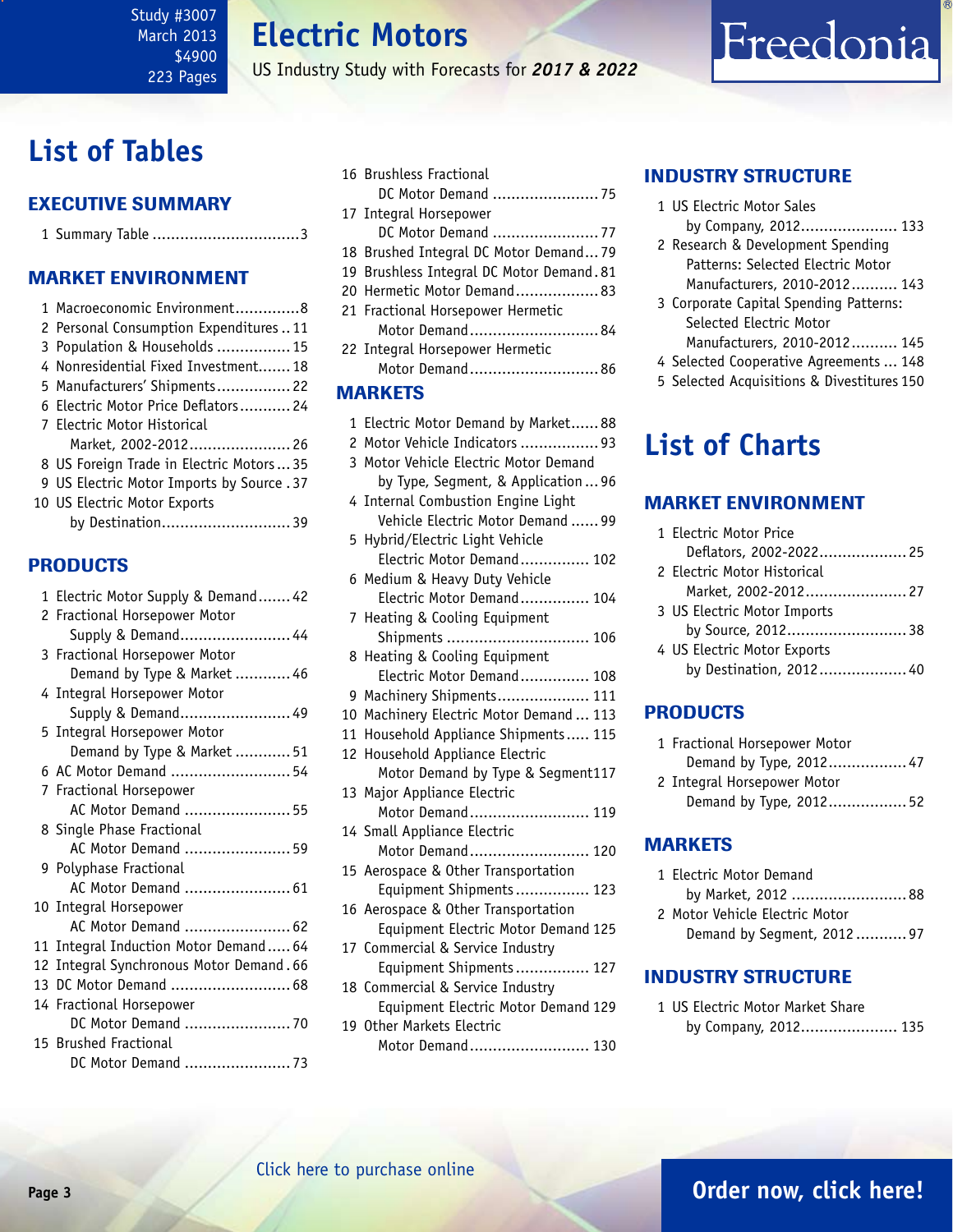# List of Tables

## EXECUTIVE SUMMARY

1 Summary Table ................................3

## MARKET ENVIRONMENT

1 Macroeconomic Environment..............8
2 Personal Consumption Expenditures..11
3 Population & Households ................15
4 Nonresidential Fixed Investment.......18
5 Manufacturers' Shipments................22
6 Electric Motor Price Deflators...........24
7 Electric Motor Historical Market, 2002-2012......................26
8 US Foreign Trade in Electric Motors...35
9 US Electric Motor Imports by Source .37
10 US Electric Motor Exports by Destination............................39

## PRODUCTS

1 Electric Motor Supply & Demand.......42
2 Fractional Horsepower Motor Supply & Demand........................44
3 Fractional Horsepower Motor Demand by Type & Market ............46
4 Integral Horsepower Motor Supply & Demand........................49
5 Integral Horsepower Motor Demand by Type & Market ............51
6 AC Motor Demand ..........................54
7 Fractional Horsepower AC Motor Demand .......................55
8 Single Phase Fractional AC Motor Demand .......................59
9 Polyphase Fractional AC Motor Demand .......................61
10 Integral Horsepower AC Motor Demand .......................62
11 Integral Induction Motor Demand.....64
12 Integral Synchronous Motor Demand.66
13 DC Motor Demand ..........................68
14 Fractional Horsepower DC Motor Demand .......................70
15 Brushed Fractional DC Motor Demand .......................73
16 Brushless Fractional DC Motor Demand .......................75
17 Integral Horsepower DC Motor Demand .......................77
18 Brushed Integral DC Motor Demand...79
19 Brushless Integral DC Motor Demand.81
20 Hermetic Motor Demand..................83
21 Fractional Horsepower Hermetic Motor Demand............................84
22 Integral Horsepower Hermetic Motor Demand............................86

## MARKETS

1 Electric Motor Demand by Market......88
2 Motor Vehicle Indicators .................93
3 Motor Vehicle Electric Motor Demand by Type, Segment, & Application...96
4 Internal Combustion Engine Light Vehicle Electric Motor Demand ......99
5 Hybrid/Electric Light Vehicle Electric Motor Demand............... 102
6 Medium & Heavy Duty Vehicle Electric Motor Demand............... 104
7 Heating & Cooling Equipment Shipments ............................... 106
8 Heating & Cooling Equipment Electric Motor Demand............... 108
9 Machinery Shipments.................... 111
10 Machinery Electric Motor Demand ... 113
11 Household Appliance Shipments..... 115
12 Household Appliance Electric Motor Demand by Type & Segment117
13 Major Appliance Electric Motor Demand.......................... 119
14 Small Appliance Electric Motor Demand.......................... 120
15 Aerospace & Other Transportation Equipment Shipments................ 123
16 Aerospace & Other Transportation Equipment Electric Motor Demand 125
17 Commercial & Service Industry Equipment Shipments................ 127
18 Commercial & Service Industry Equipment Electric Motor Demand 129
19 Other Markets Electric Motor Demand.......................... 130

## INDUSTRY STRUCTURE

1 US Electric Motor Sales by Company, 2012..................... 133
2 Research & Development Spending Patterns: Selected Electric Motor Manufacturers, 2010-2012.......... 143
3 Corporate Capital Spending Patterns: Selected Electric Motor Manufacturers, 2010-2012.......... 145
4 Selected Cooperative Agreements ... 148
5 Selected Acquisitions & Divestitures 150

# List of Charts

## MARKET ENVIRONMENT

1 Electric Motor Price Deflators, 2002-2022................... 25
2 Electric Motor Historical Market, 2002-2012...................... 27
3 US Electric Motor Imports by Source, 2012.......................... 38
4 US Electric Motor Exports by Destination, 2012................... 40

## PRODUCTS

1 Fractional Horsepower Motor Demand by Type, 2012................. 47
2 Integral Horsepower Motor Demand by Type, 2012................. 52

## MARKETS

1 Electric Motor Demand by Market, 2012 ......................... 88
2 Motor Vehicle Electric Motor Demand by Segment, 2012........... 97

## INDUSTRY STRUCTURE

1 US Electric Motor Market Share by Company, 2012..................... 135

Click here to purchase online

Order now, click here!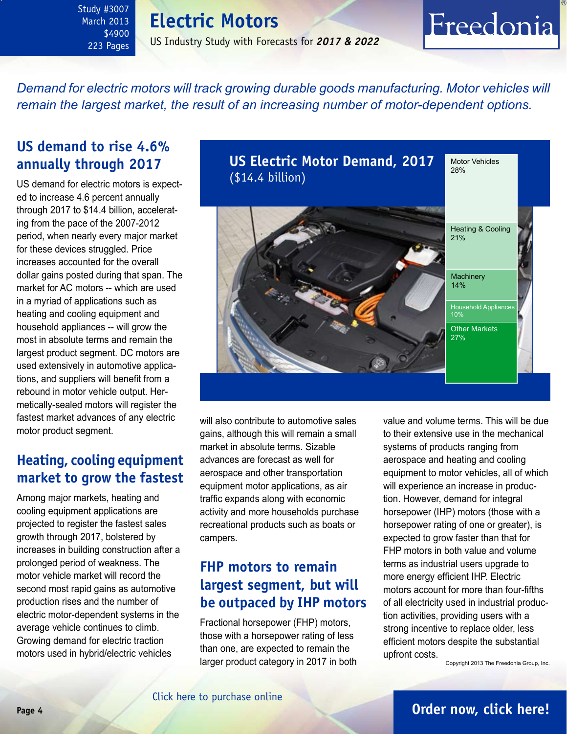Study #3007
March 2013
$4900
223 Pages

# Electric Motors

US Industry Study with Forecasts for ***2017 & 2022***

*Demand for electric motors will track growing durable goods manufacturing. Motor vehicles will remain the largest market, the result of an increasing number of motor-dependent options.*

## US demand to rise 4.6% annually through 2017

US demand for electric motors is expected to increase 4.6 percent annually through 2017 to $14.4 billion, accelerating from the pace of the 2007-2012 period, when nearly every major market for these devices struggled. Price increases accounted for the overall dollar gains posted during that span. The market for AC motors -- which are used in a myriad of applications such as heating and cooling equipment and household appliances -- will grow the most in absolute terms and remain the largest product segment. DC motors are used extensively in automotive applications, and suppliers will benefit from a rebound in motor vehicle output. Hermetically-sealed motors will register the fastest market advances of any electric motor product segment.

**US Electric Motor Demand, 2017**
($14.4 billion)

| Market | Share |
| --- | --- |
| Motor Vehicles | 28% |
| Heating & Cooling | 21% |
| Machinery | 14% |
| Household Appliances | 10% |
| Other Markets | 27% |

## Heating, cooling equipment market to grow the fastest

Among major markets, heating and cooling equipment applications are projected to register the fastest sales growth through 2017, bolstered by increases in building construction after a prolonged period of weakness. The motor vehicle market will record the second most rapid gains as automotive production rises and the number of electric motor-dependent systems in the average vehicle continues to climb. Growing demand for electric traction motors used in hybrid/electric vehicles will also contribute to automotive sales gains, although this will remain a small market in absolute terms. Sizable advances are forecast as well for aerospace and other transportation equipment motor applications, as air traffic expands along with economic activity and more households purchase recreational products such as boats or campers.

## FHP motors to remain largest segment, but will be outpaced by IHP motors

Fractional horsepower (FHP) motors, those with a horsepower rating of less than one, are expected to remain the larger product category in 2017 in both value and volume terms. This will be due to their extensive use in the mechanical systems of products ranging from aerospace and heating and cooling equipment to motor vehicles, all of which will experience an increase in production. However, demand for integral horsepower (IHP) motors (those with a horsepower rating of one or greater), is expected to grow faster than that for FHP motors in both value and volume terms as industrial users upgrade to more energy efficient IHP. Electric motors account for more than four-fifths of all electricity used in industrial production activities, providing users with a strong incentive to replace older, less efficient motors despite the substantial upfront costs.

Copyright 2013 The Freedonia Group, Inc.

Click here to purchase online

**Order now, click here!**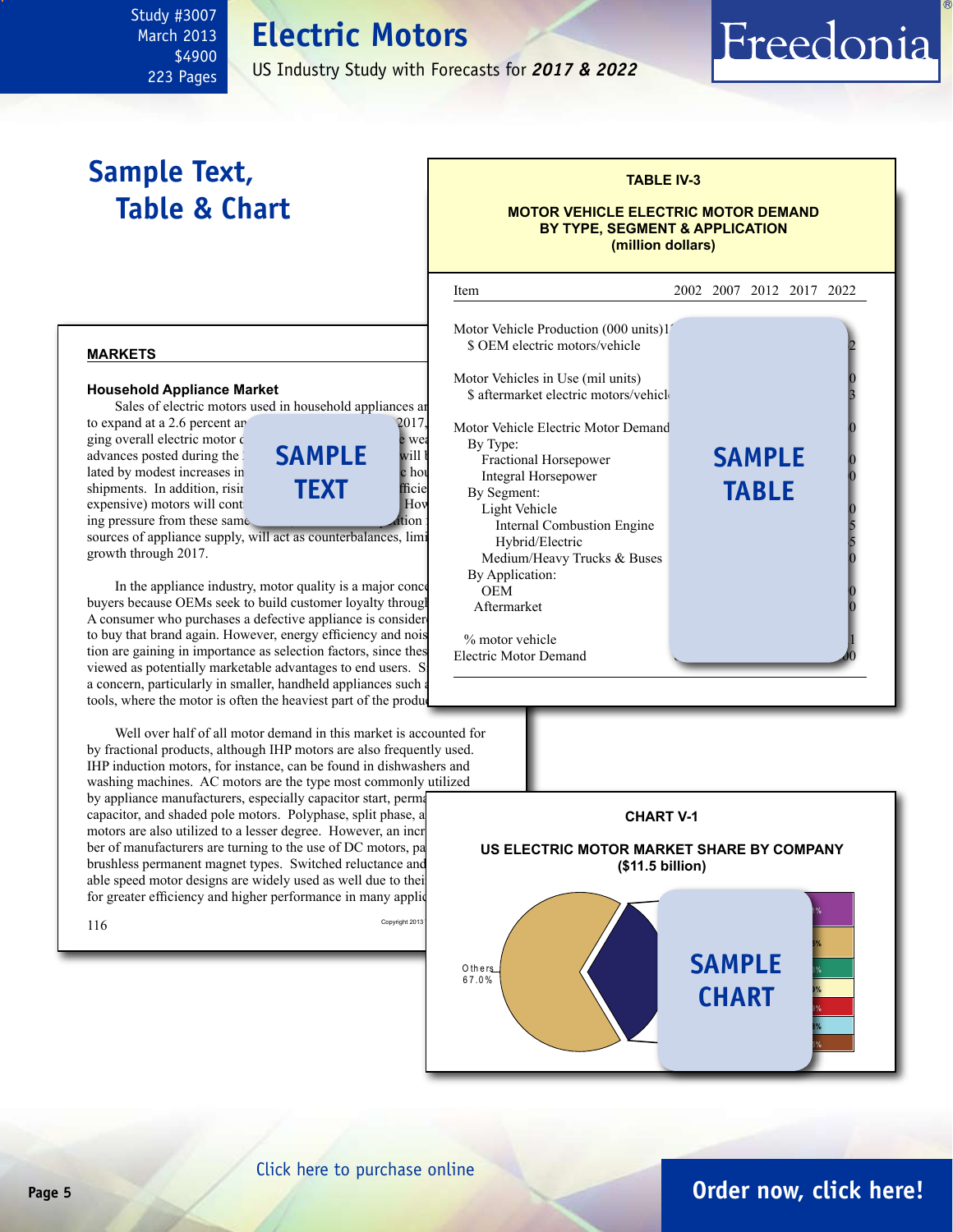# Electric Motors

US Industry Study with Forecasts for *2017 & 2022*

Study #3007
March 2013
$4900
223 Pages

## Sample Text, Table & Chart

**MARKETS**

**Household Appliance Market**

Sales of electric motors used in household appliances ar to expand at a 2.6 percent an 2017, ging overall electric motor c e wea advances posted during the will b lated by modest increases in c hou shipments. In addition, risin fficie expensive) motors will cont How ing pressure from these same tition sources of appliance supply, will act as counterbalances, limi growth through 2017.

In the appliance industry, motor quality is a major conce buyers because OEMs seek to build customer loyalty throug A consumer who purchases a defective appliance is considere to buy that brand again. However, energy efficiency and nois tion are gaining in importance as selection factors, since thes viewed as potentially marketable advantages to end users. S a concern, particularly in smaller, handheld appliances such a tools, where the motor is often the heaviest part of the produ

Well over half of all motor demand in this market is accounted for by fractional products, although IHP motors are also frequently used. IHP induction motors, for instance, can be found in dishwashers and washing machines. AC motors are the type most commonly utilized by appliance manufacturers, especially capacitor start, perma capacitor, and shaded pole motors. Polyphase, split phase, a motors are also utilized to a lesser degree. However, an incr ber of manufacturers are turning to the use of DC motors, pa brushless permanent magnet types. Switched reluctance and able speed motor designs are widely used as well due to thei for greater efficiency and higher performance in many applic

SAMPLE TEXT

**TABLE IV-3**

**MOTOR VEHICLE ELECTRIC MOTOR DEMAND BY TYPE, SEGMENT & APPLICATION (million dollars)**

| Item | 2002 | 2007 | 2012 | 2017 | 2022 |
|---|---|---|---|---|---|
| Motor Vehicle Production (000 units) | | | | | |
| $ OEM electric motors/vehicle | | | | | |
| Motor Vehicles in Use (mil units) | | | | | |
| $ aftermarket electric motors/vehicle | | | | | |
| Motor Vehicle Electric Motor Demand | | | | | |
| By Type: | | | | | |
| Fractional Horsepower | | | | | |
| Integral Horsepower | | | | | |
| By Segment: | | | | | |
| Light Vehicle | | | | | |
| Internal Combustion Engine | | | | | |
| Hybrid/Electric | | | | | |
| Medium/Heavy Trucks & Buses | | | | | |
| By Application: | | | | | |
| OEM | | | | | |
| Aftermarket | | | | | |
| % motor vehicle | | | | | |
| Electric Motor Demand | | | | | |

SAMPLE TABLE

**CHART V-1**

**US ELECTRIC MOTOR MARKET SHARE BY COMPANY ($11.5 billion)**

Others 67.0%

SAMPLE CHART

Click here to purchase online

Order now, click here!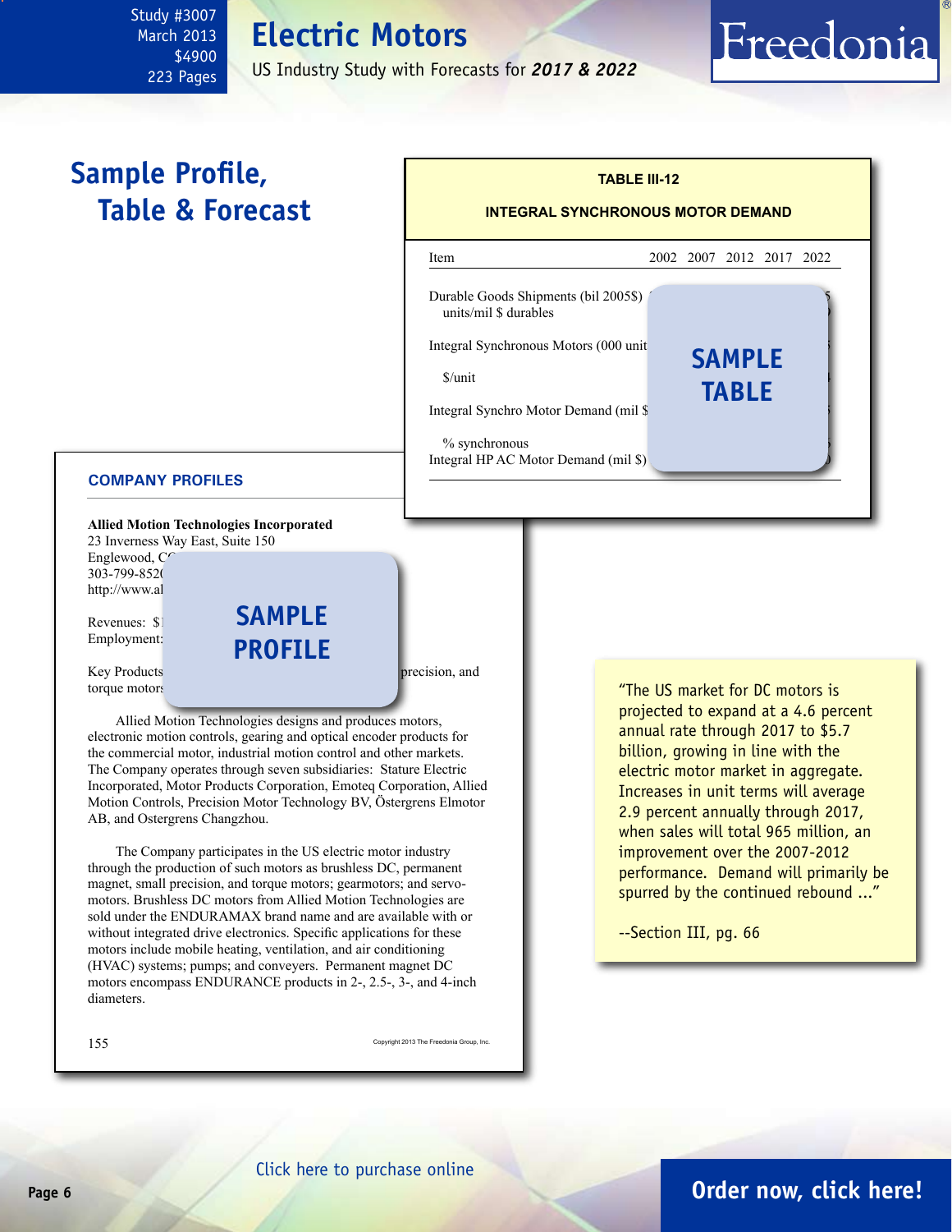Study #3007
March 2013
$4900
223 Pages

# Electric Motors

US Industry Study with Forecasts for ***2017 & 2022***

## Sample Profile, Table & Forecast

**TABLE III-12**

**INTEGRAL SYNCHRONOUS MOTOR DEMAND**

| Item | 2002 | 2007 | 2012 | 2017 | 2022 |
|---|---|---|---|---|---|
| Durable Goods Shipments (bil 2005$) | | | | | |
| units/mil $ durables | | | | | |
| Integral Synchronous Motors (000 units) | | | | | |
| $/unit | | | | | |
| Integral Synchro Motor Demand (mil $) | | | | | |
| % synchronous | | | | | |
| Integral HP AC Motor Demand (mil $) | | | | | |

SAMPLE TABLE

**COMPANY PROFILES**

**Allied Motion Technologies Incorporated**
23 Inverness Way East, Suite 150
Englewood, C
303-799-852
http://www.al

Revenues: $
Employment:

Key Products precision, and torque motors

SAMPLE PROFILE

Allied Motion Technologies designs and produces motors, electronic motion controls, gearing and optical encoder products for the commercial motor, industrial motion control and other markets. The Company operates through seven subsidiaries: Stature Electric Incorporated, Motor Products Corporation, Emoteq Corporation, Allied Motion Controls, Precision Motor Technology BV, Östergrens Elmotor AB, and Ostergrens Changzhou.

The Company participates in the US electric motor industry through the production of such motors as brushless DC, permanent magnet, small precision, and torque motors; gearmotors; and servomotors. Brushless DC motors from Allied Motion Technologies are sold under the ENDURAMAX brand name and are available with or without integrated drive electronics. Specific applications for these motors include mobile heating, ventilation, and air conditioning (HVAC) systems; pumps; and conveyers. Permanent magnet DC motors encompass ENDURANCE products in 2-, 2.5-, 3-, and 4-inch diameters.

155 Copyright 2013 The Freedonia Group, Inc.

"The US market for DC motors is projected to expand at a 4.6 percent annual rate through 2017 to $5.7 billion, growing in line with the electric motor market in aggregate. Increases in unit terms will average 2.9 percent annually through 2017, when sales will total 965 million, an improvement over the 2007-2012 performance. Demand will primarily be spurred by the continued rebound ..."

--Section III, pg. 66

Click here to purchase online

**Order now, click here!**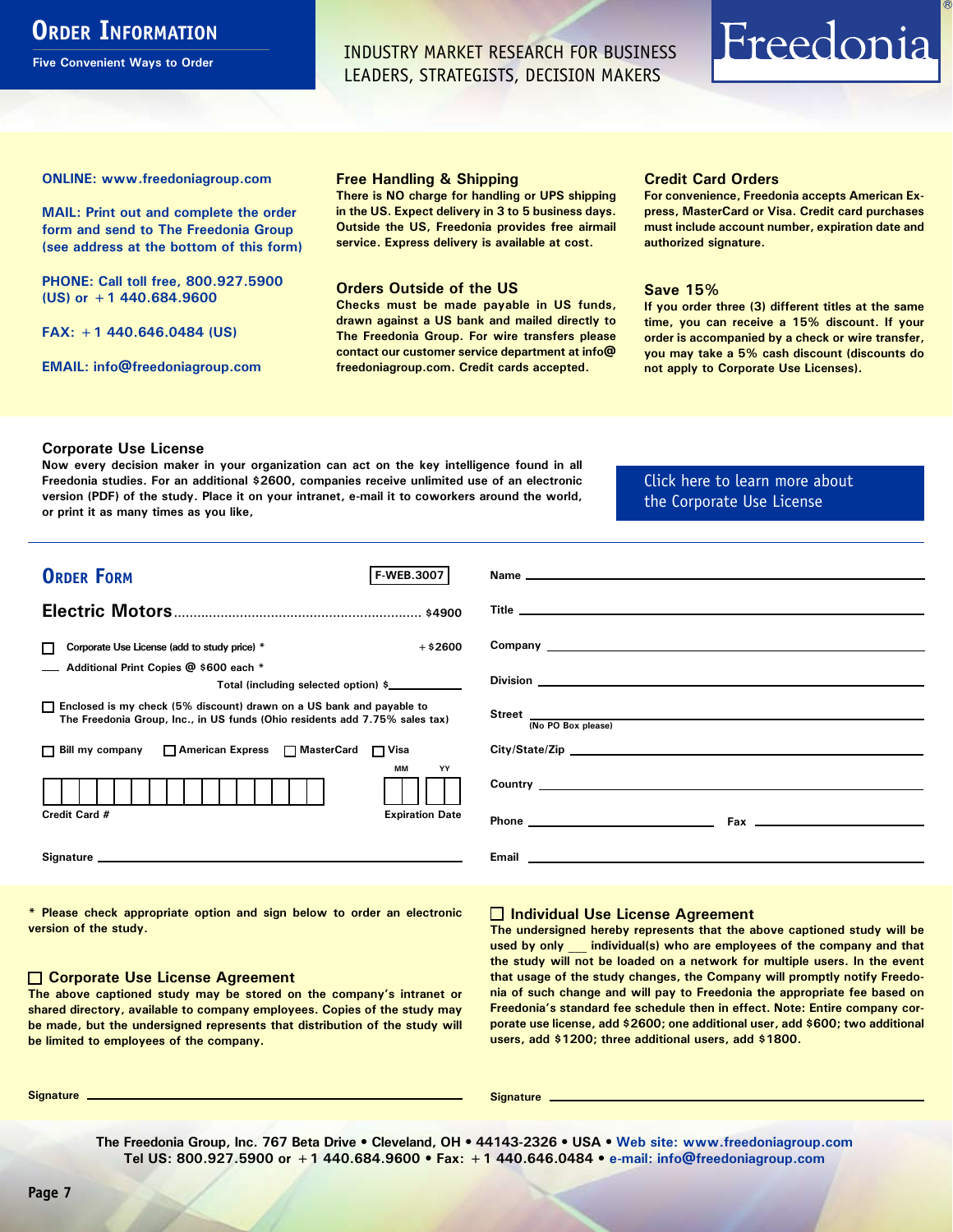# Order Information

**Five Convenient Ways to Order**

INDUSTRY MARKET RESEARCH FOR BUSINESS LEADERS, STRATEGISTS, DECISION MAKERS

Freedonia®

**ONLINE: www.freedoniagroup.com**

**MAIL: Print out and complete the order form and send to The Freedonia Group (see address at the bottom of this form)**

**PHONE: Call toll free, 800.927.5900 (US) or +1 440.684.9600**

**FAX: +1 440.646.0484 (US)**

**EMAIL: info@freedoniagroup.com**

### Free Handling & Shipping

There is NO charge for handling or UPS shipping in the US. Expect delivery in 3 to 5 business days. Outside the US, Freedonia provides free airmail service. Express delivery is available at cost.

### Orders Outside of the US

Checks must be made payable in US funds, drawn against a US bank and mailed directly to The Freedonia Group. For wire transfers please contact our customer service department at info@freedoniagroup.com. Credit cards accepted.

### Credit Card Orders

For convenience, Freedonia accepts American Express, MasterCard or Visa. Credit card purchases must include account number, expiration date and authorized signature.

### Save 15%

If you order three (3) different titles at the same time, you can receive a 15% discount. If your order is accompanied by a check or wire transfer, you may take a 5% cash discount (discounts do not apply to Corporate Use Licenses).

### Corporate Use License

Now every decision maker in your organization can act on the key intelligence found in all Freedonia studies. For an additional $2600, companies receive unlimited use of an electronic version (PDF) of the study. Place it on your intranet, e-mail it to coworkers around the world, or print it as many times as you like,

Click here to learn more about the Corporate Use License

## Order Form

F-WEB.3007

**Electric Motors**............................................................... $4900

☐ Corporate Use License (add to study price) * +$2600

___ Additional Print Copies @ $600 each *

Total (including selected option) $___________

☐ Enclosed is my check (5% discount) drawn on a US bank and payable to The Freedonia Group, Inc., in US funds (Ohio residents add 7.75% sales tax)

☐ Bill my company ☐ American Express ☐ MasterCard ☐ Visa

Credit Card # ________________ Expiration Date MM YY

Signature ___________________________

Name ___________________________

Title ___________________________

Company ___________________________

Division ___________________________

Street ___________________________ (No PO Box please)

City/State/Zip ___________________________

Country ___________________________

Phone ______________ Fax ______________

Email ___________________________

\* Please check appropriate option and sign below to order an electronic version of the study.

### ☐ Corporate Use License Agreement

The above captioned study may be stored on the company's intranet or shared directory, available to company employees. Copies of the study may be made, but the undersigned represents that distribution of the study will be limited to employees of the company.

Signature ___________________________

### ☐ Individual Use License Agreement

The undersigned hereby represents that the above captioned study will be used by only ___ individual(s) who are employees of the company and that the study will not be loaded on a network for multiple users. In the event that usage of the study changes, the Company will promptly notify Freedonia of such change and will pay to Freedonia the appropriate fee based on Freedonia's standard fee schedule then in effect. Note: Entire company corporate use license, add $2600; one additional user, add $600; two additional users, add $1200; three additional users, add $1800.

Signature ___________________________

**The Freedonia Group, Inc. 767 Beta Drive • Cleveland, OH • 44143-2326 • USA • Web site: www.freedoniagroup.com**
**Tel US: 800.927.5900 or +1 440.684.9600 • Fax: +1 440.646.0484 • e-mail: info@freedoniagroup.com**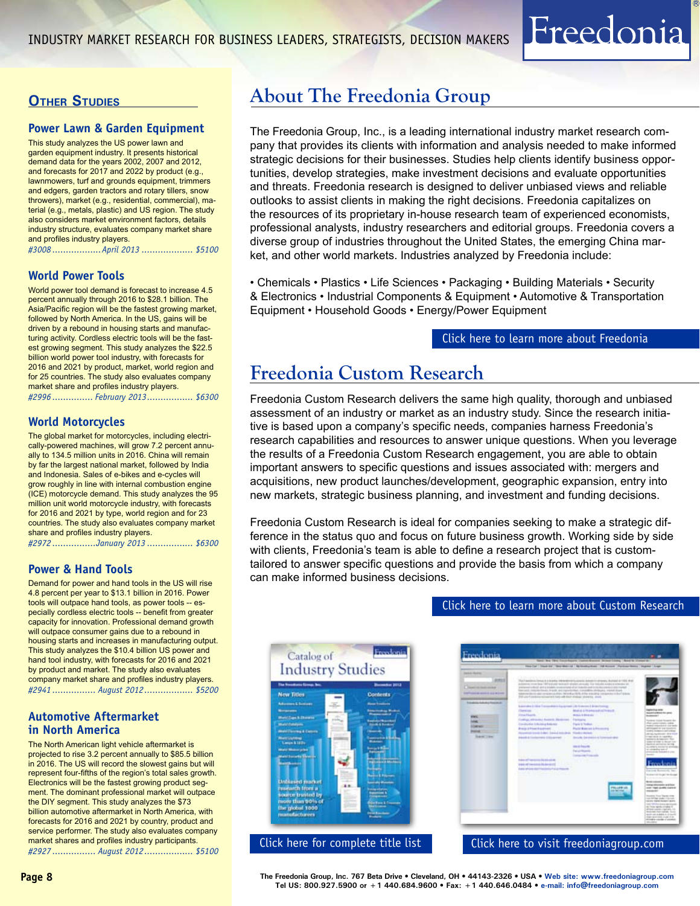## Other Studies

### Power Lawn & Garden Equipment

This study analyzes the US power lawn and garden equipment industry. It presents historical demand data for the years 2002, 2007 and 2012, and forecasts for 2017 and 2022 by product (e.g., lawnmowers, turf and grounds equipment, trimmers and edgers, garden tractors and rotary tillers, snow throwers), market (e.g., residential, commercial), material (e.g., metals, plastic) and US region. The study also considers market environment factors, details industry structure, evaluates company market share and profiles industry players.

*#3008 .................. April 2013 ................... $5100*

### World Power Tools

World power tool demand is forecast to increase 4.5 percent annually through 2016 to $28.1 billion. The Asia/Pacific region will be the fastest growing market, followed by North America. In the US, gains will be driven by a rebound in housing starts and manufacturing activity. Cordless electric tools will be the fastest growing segment. This study analyzes the $22.5 billion world power tool industry, with forecasts for 2016 and 2021 by product, market, world region and for 25 countries. The study also evaluates company market share and profiles industry players.

*#2996 ............... February 2013 ................. $6300*

### World Motorcycles

The global market for motorcycles, including electrically-powered machines, will grow 7.2 percent annually to 134.5 million units in 2016. China will remain by far the largest national market, followed by India and Indonesia. Sales of e-bikes and e-cycles will grow roughly in line with internal combustion engine (ICE) motorcycle demand. This study analyzes the 95 million unit world motorcycle industry, with forecasts for 2016 and 2021 by type, world region and for 23 countries. The study also evaluates company market share and profiles industry players.

*#2972 ................January 2013 ................. $6300*

### Power & Hand Tools

Demand for power and hand tools in the US will rise 4.8 percent per year to $13.1 billion in 2016. Power tools will outpace hand tools, as power tools -- especially cordless electric tools -- benefit from greater capacity for innovation. Professional demand growth will outpace consumer gains due to a rebound in housing starts and increases in manufacturing output. This study analyzes the $10.4 billion US power and hand tool industry, with forecasts for 2016 and 2021 by product and market. The study also evaluates company market share and profiles industry players.

*#2941 ................ August 2012 .................. $5200*

### Automotive Aftermarket in North America

The North American light vehicle aftermarket is projected to rise 3.2 percent annually to $85.5 billion in 2016. The US will record the slowest gains but will represent four-fifths of the region's total sales growth. Electronics will be the fastest growing product segment. The dominant professional market will outpace the DIY segment. This study analyzes the $73 billion automotive aftermarket in North America, with forecasts for 2016 and 2021 by country, product and service performer. The study also evaluates company market shares and profiles industry participants.

*#2927 ................ August 2012 .................. $5100*

## About The Freedonia Group

The Freedonia Group, Inc., is a leading international industry market research company that provides its clients with information and analysis needed to make informed strategic decisions for their businesses. Studies help clients identify business opportunities, develop strategies, make investment decisions and evaluate opportunities and threats. Freedonia research is designed to deliver unbiased views and reliable outlooks to assist clients in making the right decisions. Freedonia capitalizes on the resources of its proprietary in-house research team of experienced economists, professional analysts, industry researchers and editorial groups. Freedonia covers a diverse group of industries throughout the United States, the emerging China market, and other world markets. Industries analyzed by Freedonia include:

• Chemicals • Plastics • Life Sciences • Packaging • Building Materials • Security & Electronics • Industrial Components & Equipment • Automotive & Transportation Equipment • Household Goods • Energy/Power Equipment

Click here to learn more about Freedonia

## Freedonia Custom Research

Freedonia Custom Research delivers the same high quality, thorough and unbiased assessment of an industry or market as an industry study. Since the research initiative is based upon a company's specific needs, companies harness Freedonia's research capabilities and resources to answer unique questions. When you leverage the results of a Freedonia Custom Research engagement, you are able to obtain important answers to specific questions and issues associated with: mergers and acquisitions, new product launches/development, geographic expansion, entry into new markets, strategic business planning, and investment and funding decisions.

Freedonia Custom Research is ideal for companies seeking to make a strategic difference in the status quo and focus on future business growth. Working side by side with clients, Freedonia's team is able to define a research project that is custom-tailored to answer specific questions and provide the basis from which a company can make informed business decisions.

Click here to learn more about Custom Research

Click here for complete title list

Click here to visit freedoniagroup.com

The Freedonia Group, Inc. 767 Beta Drive • Cleveland, OH • 44143-2326 • USA • Web site: www.freedoniagroup.com
Tel US: 800.927.5900 or +1 440.684.9600 • Fax: +1 440.646.0484 • e-mail: info@freedoniagroup.com